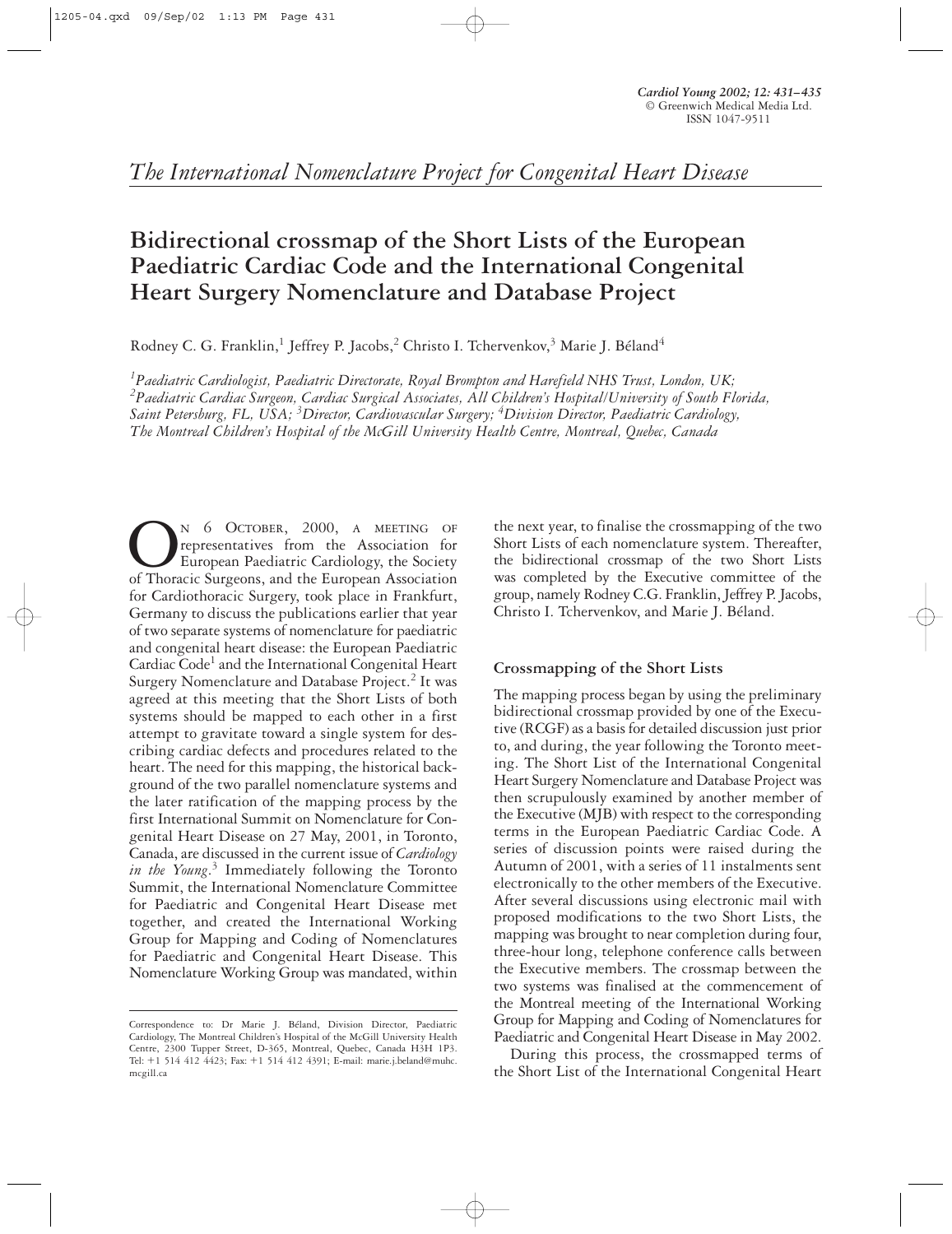*The International Nomenclature Project for Congenital Heart Disease*

# Bidirectional crossmap of the Short Lists of the European Paediatric Cardiac Code and the International Congenital Heart Surgery Nomenclature and Database Project

Rodney C. G. Franklin,[1] Jeffrey P. Jacobs,[2] Christo I. Tchervenkov,[3] Marie J. Béland[4]

[1]*Paediatric Cardiologist, Paediatric Directorate, Royal Brompton and Harefield NHS Trust, London, UK;* [2]*Paediatric Cardiac Surgeon, Cardiac Surgical Associates, All Children's Hospital/University of South Florida, Saint Petersburg, FL, USA;* [3]*Director, Cardiovascular Surgery;* [4]*Division Director, Paediatric Cardiology, The Montreal Children's Hospital of the McGill University Health Centre, Montreal, Quebec, Canada*

On 6 October, 2000, a meeting of representatives from the Association for European Paediatric Cardiology, the Society of Thoracic Surgeons, and the European Association for Cardiothoracic Surgery, took place in Frankfurt, Germany to discuss the publications earlier that year of two separate systems of nomenclature for paediatric and congenital heart disease: the European Paediatric Cardiac Code[1] and the International Congenital Heart Surgery Nomenclature and Database Project.[2] It was agreed at this meeting that the Short Lists of both systems should be mapped to each other in a first attempt to gravitate toward a single system for describing cardiac defects and procedures related to the heart. The need for this mapping, the historical background of the two parallel nomenclature systems and the later ratification of the mapping process by the first International Summit on Nomenclature for Congenital Heart Disease on 27 May, 2001, in Toronto, Canada, are discussed in the current issue of *Cardiology in the Young*.[3] Immediately following the Toronto Summit, the International Nomenclature Committee for Paediatric and Congenital Heart Disease met together, and created the International Working Group for Mapping and Coding of Nomenclatures for Paediatric and Congenital Heart Disease. This Nomenclature Working Group was mandated, within the next year, to finalise the crossmapping of the two Short Lists of each nomenclature system. Thereafter, the bidirectional crossmap of the two Short Lists was completed by the Executive committee of the group, namely Rodney C.G. Franklin, Jeffrey P. Jacobs, Christo I. Tchervenkov, and Marie J. Béland.

Correspondence to: Dr Marie J. Béland, Division Director, Paediatric Cardiology, The Montreal Children's Hospital of the McGill University Health Centre, 2300 Tupper Street, D-365, Montreal, Quebec, Canada H3H 1P3. Tel: +1 514 412 4423; Fax: +1 514 412 4391; E-mail: marie.j.beland@muhc.mcgill.ca

## Crossmapping of the Short Lists

The mapping process began by using the preliminary bidirectional crossmap provided by one of the Executive (RCGF) as a basis for detailed discussion just prior to, and during, the year following the Toronto meeting. The Short List of the International Congenital Heart Surgery Nomenclature and Database Project was then scrupulously examined by another member of the Executive (MJB) with respect to the corresponding terms in the European Paediatric Cardiac Code. A series of discussion points were raised during the Autumn of 2001, with a series of 11 instalments sent electronically to the other members of the Executive. After several discussions using electronic mail with proposed modifications to the two Short Lists, the mapping was brought to near completion during four, three-hour long, telephone conference calls between the Executive members. The crossmap between the two systems was finalised at the commencement of the Montreal meeting of the International Working Group for Mapping and Coding of Nomenclatures for Paediatric and Congenital Heart Disease in May 2002.

During this process, the crossmapped terms of the Short List of the International Congenital Heart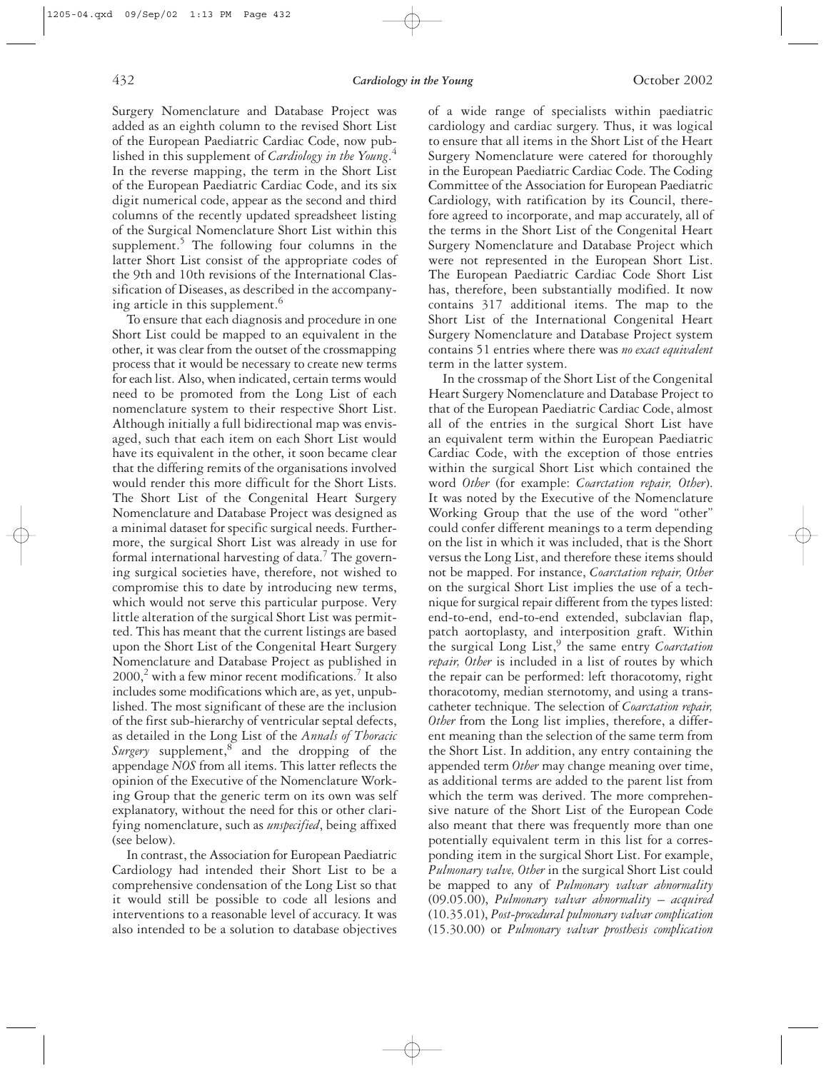Surgery Nomenclature and Database Project was added as an eighth column to the revised Short List of the European Paediatric Cardiac Code, now published in this supplement of *Cardiology in the Young*.[4] In the reverse mapping, the term in the Short List of the European Paediatric Cardiac Code, and its six digit numerical code, appear as the second and third columns of the recently updated spreadsheet listing of the Surgical Nomenclature Short List within this supplement.[5] The following four columns in the latter Short List consist of the appropriate codes of the 9th and 10th revisions of the International Classification of Diseases, as described in the accompanying article in this supplement.[6]

To ensure that each diagnosis and procedure in one Short List could be mapped to an equivalent in the other, it was clear from the outset of the crossmapping process that it would be necessary to create new terms for each list. Also, when indicated, certain terms would need to be promoted from the Long List of each nomenclature system to their respective Short List. Although initially a full bidirectional map was envisaged, such that each item on each Short List would have its equivalent in the other, it soon became clear that the differing remits of the organisations involved would render this more difficult for the Short Lists. The Short List of the Congenital Heart Surgery Nomenclature and Database Project was designed as a minimal dataset for specific surgical needs. Furthermore, the surgical Short List was already in use for formal international harvesting of data.[7] The governing surgical societies have, therefore, not wished to compromise this to date by introducing new terms, which would not serve this particular purpose. Very little alteration of the surgical Short List was permitted. This has meant that the current listings are based upon the Short List of the Congenital Heart Surgery Nomenclature and Database Project as published in 2000,[2] with a few minor recent modifications.[7] It also includes some modifications which are, as yet, unpublished. The most significant of these are the inclusion of the first sub-hierarchy of ventricular septal defects, as detailed in the Long List of the *Annals of Thoracic Surgery* supplement,[8] and the dropping of the appendage *NOS* from all items. This latter reflects the opinion of the Executive of the Nomenclature Working Group that the generic term on its own was self explanatory, without the need for this or other clarifying nomenclature, such as *unspecified*, being affixed (see below).

In contrast, the Association for European Paediatric Cardiology had intended their Short List to be a comprehensive condensation of the Long List so that it would still be possible to code all lesions and interventions to a reasonable level of accuracy. It was also intended to be a solution to database objectives of a wide range of specialists within paediatric cardiology and cardiac surgery. Thus, it was logical to ensure that all items in the Short List of the Heart Surgery Nomenclature were catered for thoroughly in the European Paediatric Cardiac Code. The Coding Committee of the Association for European Paediatric Cardiology, with ratification by its Council, therefore agreed to incorporate, and map accurately, all of the terms in the Short List of the Congenital Heart Surgery Nomenclature and Database Project which were not represented in the European Short List. The European Paediatric Cardiac Code Short List has, therefore, been substantially modified. It now contains 317 additional items. The map to the Short List of the International Congenital Heart Surgery Nomenclature and Database Project system contains 51 entries where there was *no exact equivalent* term in the latter system.

In the crossmap of the Short List of the Congenital Heart Surgery Nomenclature and Database Project to that of the European Paediatric Cardiac Code, almost all of the entries in the surgical Short List have an equivalent term within the European Paediatric Cardiac Code, with the exception of those entries within the surgical Short List which contained the word *Other* (for example: *Coarctation repair, Other*). It was noted by the Executive of the Nomenclature Working Group that the use of the word "other" could confer different meanings to a term depending on the list in which it was included, that is the Short versus the Long List, and therefore these items should not be mapped. For instance, *Coarctation repair, Other* on the surgical Short List implies the use of a technique for surgical repair different from the types listed: end-to-end, end-to-end extended, subclavian flap, patch aortoplasty, and interposition graft. Within the surgical Long List,[9] the same entry *Coarctation repair, Other* is included in a list of routes by which the repair can be performed: left thoracotomy, right thoracotomy, median sternotomy, and using a transcatheter technique. The selection of *Coarctation repair, Other* from the Long list implies, therefore, a different meaning than the selection of the same term from the Short List. In addition, any entry containing the appended term *Other* may change meaning over time, as additional terms are added to the parent list from which the term was derived. The more comprehensive nature of the Short List of the European Code also meant that there was frequently more than one potentially equivalent term in this list for a corresponding item in the surgical Short List. For example, *Pulmonary valve, Other* in the surgical Short List could be mapped to any of *Pulmonary valvar abnormality* (09.05.00), *Pulmonary valvar abnormality – acquired* (10.35.01), *Post-procedural pulmonary valvar complication* (15.30.00) or *Pulmonary valvar prosthesis complication*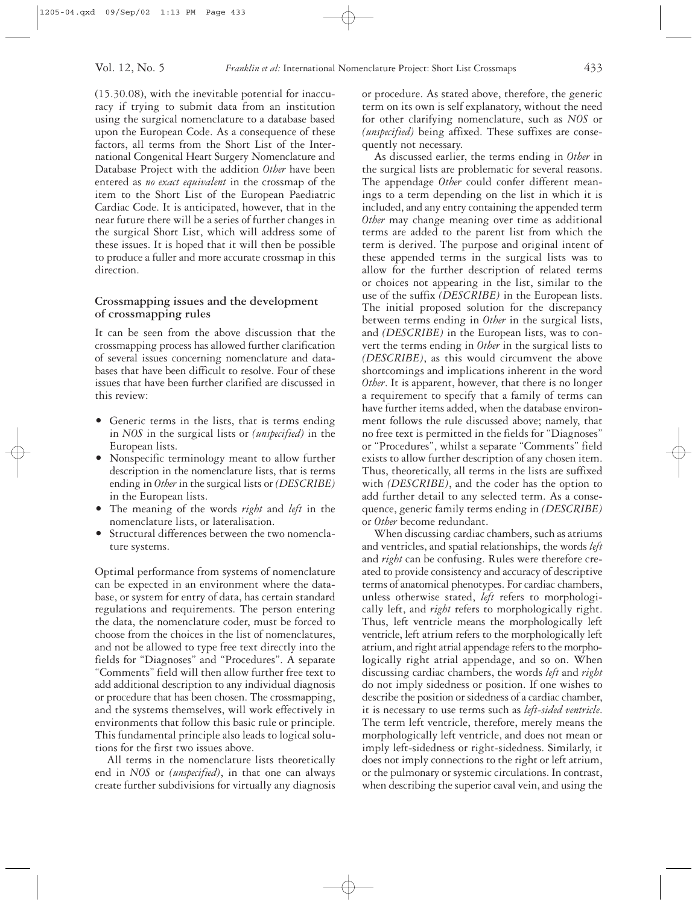(15.30.08), with the inevitable potential for inaccuracy if trying to submit data from an institution using the surgical nomenclature to a database based upon the European Code. As a consequence of these factors, all terms from the Short List of the International Congenital Heart Surgery Nomenclature and Database Project with the addition *Other* have been entered as *no exact equivalent* in the crossmap of the item to the Short List of the European Paediatric Cardiac Code. It is anticipated, however, that in the near future there will be a series of further changes in the surgical Short List, which will address some of these issues. It is hoped that it will then be possible to produce a fuller and more accurate crossmap in this direction.

## Crossmapping issues and the development of crossmapping rules

It can be seen from the above discussion that the crossmapping process has allowed further clarification of several issues concerning nomenclature and databases that have been difficult to resolve. Four of these issues that have been further clarified are discussed in this review:

- Generic terms in the lists, that is terms ending in *NOS* in the surgical lists or *(unspecified)* in the European lists.
- Nonspecific terminology meant to allow further description in the nomenclature lists, that is terms ending in *Other* in the surgical lists or *(DESCRIBE)* in the European lists.
- The meaning of the words *right* and *left* in the nomenclature lists, or lateralisation.
- Structural differences between the two nomenclature systems.

Optimal performance from systems of nomenclature can be expected in an environment where the database, or system for entry of data, has certain standard regulations and requirements. The person entering the data, the nomenclature coder, must be forced to choose from the choices in the list of nomenclatures, and not be allowed to type free text directly into the fields for "Diagnoses" and "Procedures". A separate "Comments" field will then allow further free text to add additional description to any individual diagnosis or procedure that has been chosen. The crossmapping, and the systems themselves, will work effectively in environments that follow this basic rule or principle. This fundamental principle also leads to logical solutions for the first two issues above.

All terms in the nomenclature lists theoretically end in *NOS* or *(unspecified)*, in that one can always create further subdivisions for virtually any diagnosis or procedure. As stated above, therefore, the generic term on its own is self explanatory, without the need for other clarifying nomenclature, such as *NOS* or *(unspecified)* being affixed. These suffixes are consequently not necessary.

As discussed earlier, the terms ending in *Other* in the surgical lists are problematic for several reasons. The appendage *Other* could confer different meanings to a term depending on the list in which it is included, and any entry containing the appended term *Other* may change meaning over time as additional terms are added to the parent list from which the term is derived. The purpose and original intent of these appended terms in the surgical lists was to allow for the further description of related terms or choices not appearing in the list, similar to the use of the suffix *(DESCRIBE)* in the European lists. The initial proposed solution for the discrepancy between terms ending in *Other* in the surgical lists, and *(DESCRIBE)* in the European lists, was to convert the terms ending in *Other* in the surgical lists to *(DESCRIBE)*, as this would circumvent the above shortcomings and implications inherent in the word *Other*. It is apparent, however, that there is no longer a requirement to specify that a family of terms can have further items added, when the database environment follows the rule discussed above; namely, that no free text is permitted in the fields for "Diagnoses" or "Procedures", whilst a separate "Comments" field exists to allow further description of any chosen item. Thus, theoretically, all terms in the lists are suffixed with *(DESCRIBE)*, and the coder has the option to add further detail to any selected term. As a consequence, generic family terms ending in *(DESCRIBE)* or *Other* become redundant.

When discussing cardiac chambers, such as atriums and ventricles, and spatial relationships, the words *left* and *right* can be confusing. Rules were therefore created to provide consistency and accuracy of descriptive terms of anatomical phenotypes. For cardiac chambers, unless otherwise stated, *left* refers to morphologically left, and *right* refers to morphologically right. Thus, left ventricle means the morphologically left ventricle, left atrium refers to the morphologically left atrium, and right atrial appendage refers to the morphologically right atrial appendage, and so on. When discussing cardiac chambers, the words *left* and *right* do not imply sidedness or position. If one wishes to describe the position or sidedness of a cardiac chamber, it is necessary to use terms such as *left-sided ventricle*. The term left ventricle, therefore, merely means the morphologically left ventricle, and does not mean or imply left-sidedness or right-sidedness. Similarly, it does not imply connections to the right or left atrium, or the pulmonary or systemic circulations. In contrast, when describing the superior caval vein, and using the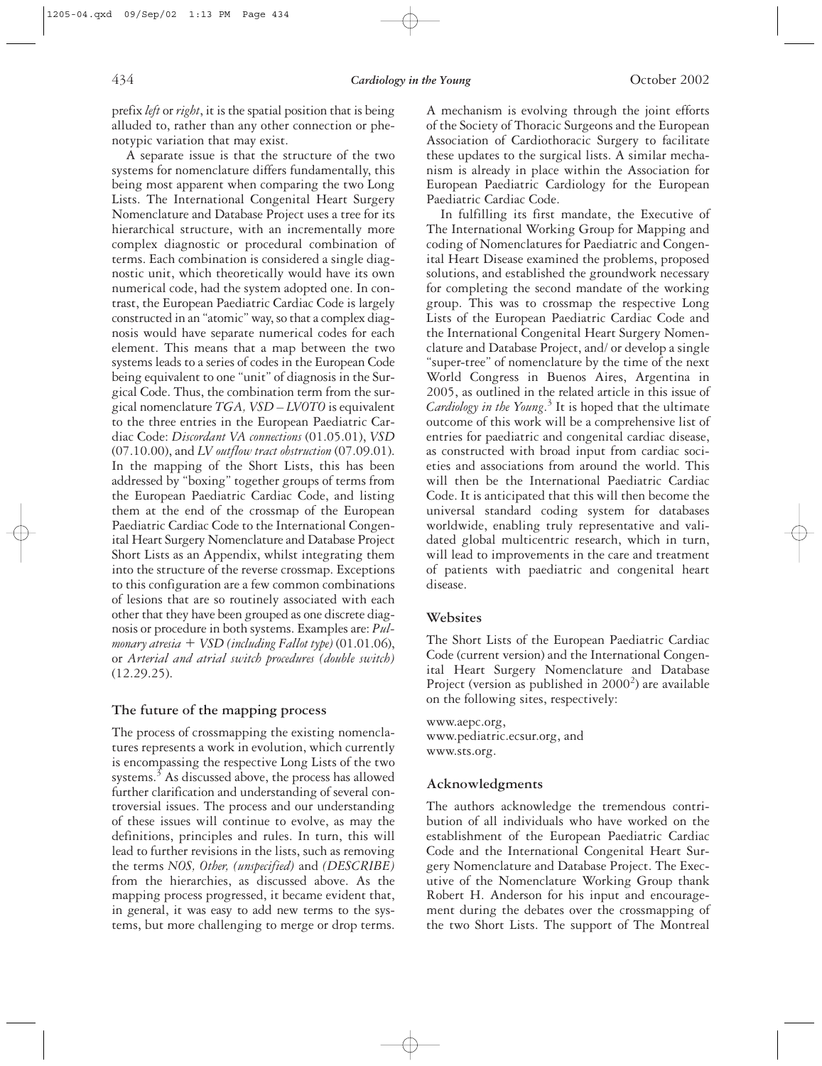prefix *left* or *right*, it is the spatial position that is being alluded to, rather than any other connection or phenotypic variation that may exist.

A separate issue is that the structure of the two systems for nomenclature differs fundamentally, this being most apparent when comparing the two Long Lists. The International Congenital Heart Surgery Nomenclature and Database Project uses a tree for its hierarchical structure, with an incrementally more complex diagnostic or procedural combination of terms. Each combination is considered a single diagnostic unit, which theoretically would have its own numerical code, had the system adopted one. In contrast, the European Paediatric Cardiac Code is largely constructed in an "atomic" way, so that a complex diagnosis would have separate numerical codes for each element. This means that a map between the two systems leads to a series of codes in the European Code being equivalent to one "unit" of diagnosis in the Surgical Code. Thus, the combination term from the surgical nomenclature *TGA, VSD – LVOTO* is equivalent to the three entries in the European Paediatric Cardiac Code: *Discordant VA connections* (01.05.01), *VSD* (07.10.00), and *LV outflow tract obstruction* (07.09.01). In the mapping of the Short Lists, this has been addressed by "boxing" together groups of terms from the European Paediatric Cardiac Code, and listing them at the end of the crossmap of the European Paediatric Cardiac Code to the International Congenital Heart Surgery Nomenclature and Database Project Short Lists as an Appendix, whilst integrating them into the structure of the reverse crossmap. Exceptions to this configuration are a few common combinations of lesions that are so routinely associated with each other that they have been grouped as one discrete diagnosis or procedure in both systems. Examples are: *Pulmonary atresia + VSD (including Fallot type)* (01.01.06), or *Arterial and atrial switch procedures (double switch)* (12.29.25).

## The future of the mapping process

The process of crossmapping the existing nomenclatures represents a work in evolution, which currently is encompassing the respective Long Lists of the two systems.[3] As discussed above, the process has allowed further clarification and understanding of several controversial issues. The process and our understanding of these issues will continue to evolve, as may the definitions, principles and rules. In turn, this will lead to further revisions in the lists, such as removing the terms *NOS, Other, (unspecified)* and *(DESCRIBE)* from the hierarchies, as discussed above. As the mapping process progressed, it became evident that, in general, it was easy to add new terms to the systems, but more challenging to merge or drop terms. A mechanism is evolving through the joint efforts of the Society of Thoracic Surgeons and the European Association of Cardiothoracic Surgery to facilitate these updates to the surgical lists. A similar mechanism is already in place within the Association for European Paediatric Cardiology for the European Paediatric Cardiac Code.

In fulfilling its first mandate, the Executive of The International Working Group for Mapping and coding of Nomenclatures for Paediatric and Congenital Heart Disease examined the problems, proposed solutions, and established the groundwork necessary for completing the second mandate of the working group. This was to crossmap the respective Long Lists of the European Paediatric Cardiac Code and the International Congenital Heart Surgery Nomenclature and Database Project, and/ or develop a single "super-tree" of nomenclature by the time of the next World Congress in Buenos Aires, Argentina in 2005, as outlined in the related article in this issue of *Cardiology in the Young*.[3] It is hoped that the ultimate outcome of this work will be a comprehensive list of entries for paediatric and congenital cardiac disease, as constructed with broad input from cardiac societies and associations from around the world. This will then be the International Paediatric Cardiac Code. It is anticipated that this will then become the universal standard coding system for databases worldwide, enabling truly representative and validated global multicentric research, which in turn, will lead to improvements in the care and treatment of patients with paediatric and congenital heart disease.

## Websites

The Short Lists of the European Paediatric Cardiac Code (current version) and the International Congenital Heart Surgery Nomenclature and Database Project (version as published in 2000[2]) are available on the following sites, respectively:

www.aepc.org,
www.pediatric.ecsur.org, and
www.sts.org.

## Acknowledgments

The authors acknowledge the tremendous contribution of all individuals who have worked on the establishment of the European Paediatric Cardiac Code and the International Congenital Heart Surgery Nomenclature and Database Project. The Executive of the Nomenclature Working Group thank Robert H. Anderson for his input and encouragement during the debates over the crossmapping of the two Short Lists. The support of The Montreal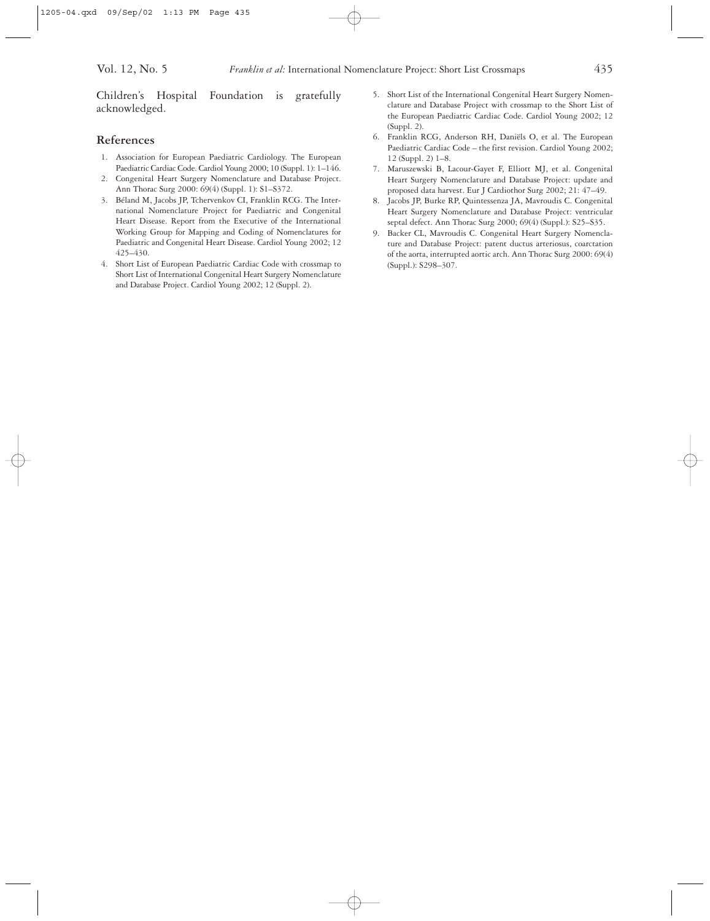Children's Hospital Foundation is gratefully acknowledged.

## References

1. Association for European Paediatric Cardiology. The European Paediatric Cardiac Code. Cardiol Young 2000; 10 (Suppl. 1): 1–146.
2. Congenital Heart Surgery Nomenclature and Database Project. Ann Thorac Surg 2000: 69(4) (Suppl. 1): S1–S372.
3. Béland M, Jacobs JP, Tchervenkov CI, Franklin RCG. The International Nomenclature Project for Paediatric and Congenital Heart Disease. Report from the Executive of the International Working Group for Mapping and Coding of Nomenclatures for Paediatric and Congenital Heart Disease. Cardiol Young 2002; 12 425–430.
4. Short List of European Paediatric Cardiac Code with crossmap to Short List of International Congenital Heart Surgery Nomenclature and Database Project. Cardiol Young 2002; 12 (Suppl. 2).
5. Short List of the International Congenital Heart Surgery Nomenclature and Database Project with crossmap to the Short List of the European Paediatric Cardiac Code. Cardiol Young 2002; 12 (Suppl. 2).
6. Franklin RCG, Anderson RH, Daniëls O, et al. The European Paediatric Cardiac Code – the first revision. Cardiol Young 2002; 12 (Suppl. 2) 1–8.
7. Maruszewski B, Lacour-Gayet F, Elliott MJ, et al. Congenital Heart Surgery Nomenclature and Database Project: update and proposed data harvest. Eur J Cardiothor Surg 2002; 21: 47–49.
8. Jacobs JP, Burke RP, Quintessenza JA, Mavroudis C. Congenital Heart Surgery Nomenclature and Database Project: ventricular septal defect. Ann Thorac Surg 2000; 69(4) (Suppl.): S25–S35.
9. Backer CL, Mavroudis C. Congenital Heart Surgery Nomenclature and Database Project: patent ductus arteriosus, coarctation of the aorta, interrupted aortic arch. Ann Thorac Surg 2000: 69(4) (Suppl.): S298–307.